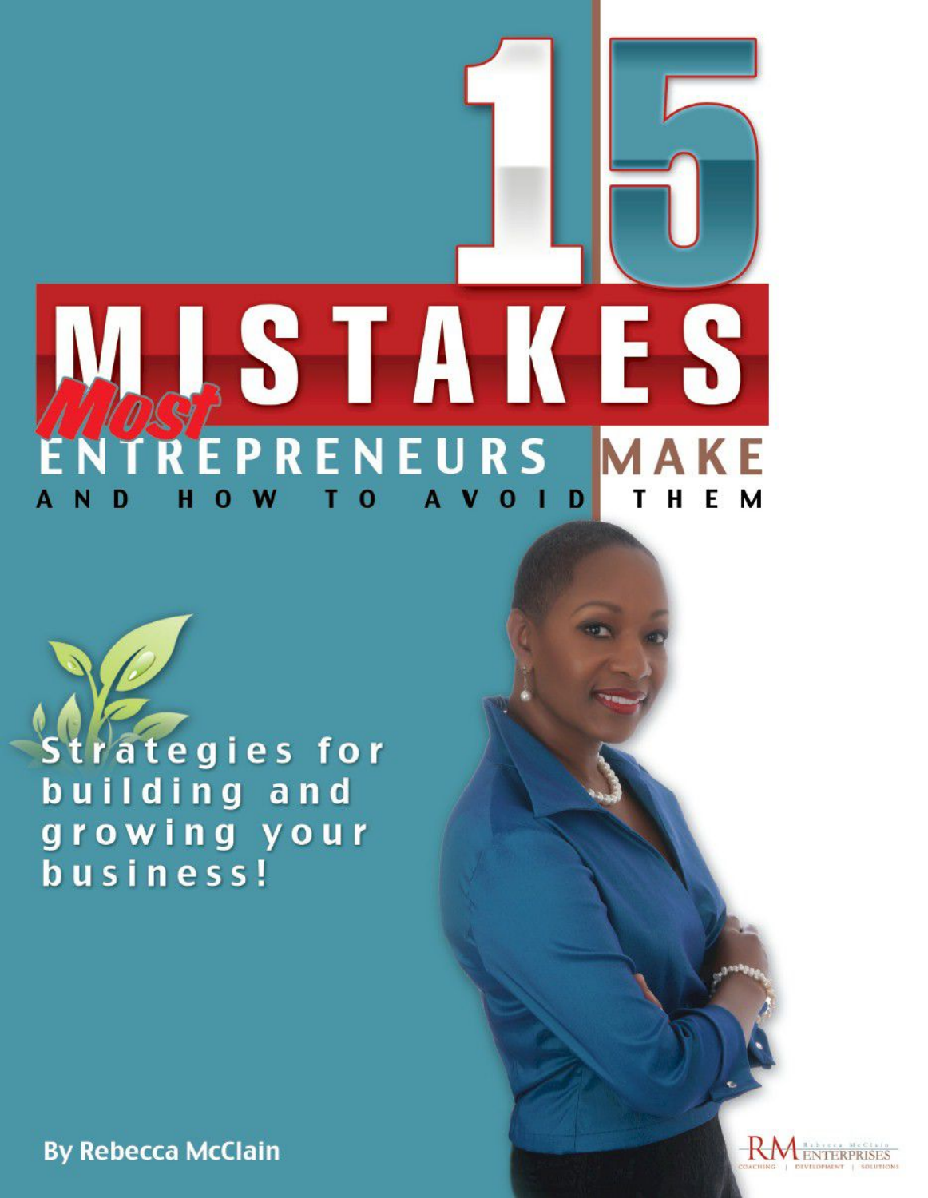# 15 MISTAKES *Most* ENTREPRENEURS MAKE AND HOW TO AVOID THEM

Strategies for building and growing your business!

By Rebecca McClain

RM Rebecca McClain ENTERPRISES
COACHING | DEVELOPMENT | SOLUTIONS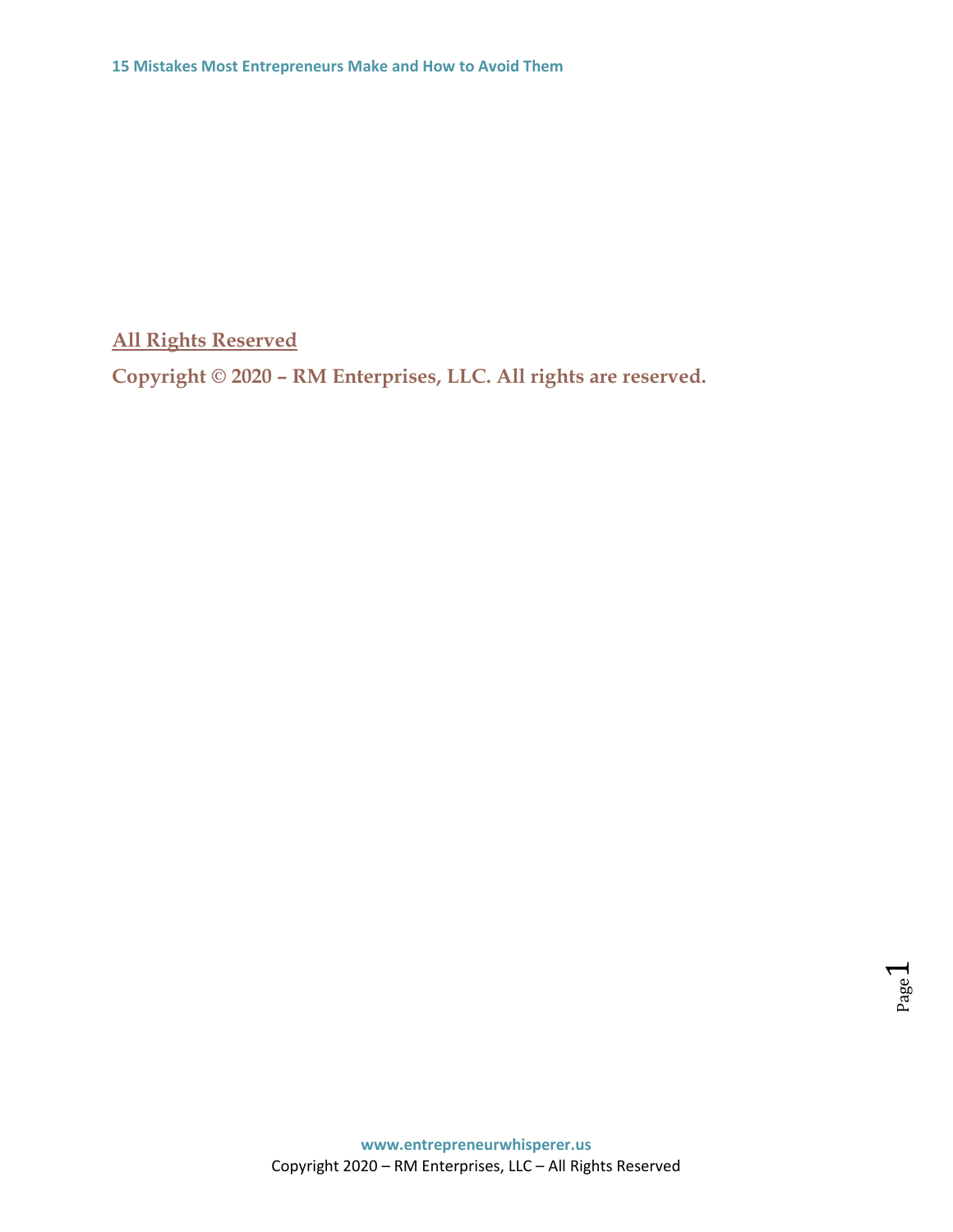**All Rights Reserved**

**Copyright © 2020 – RM Enterprises, LLC. All rights are reserved.**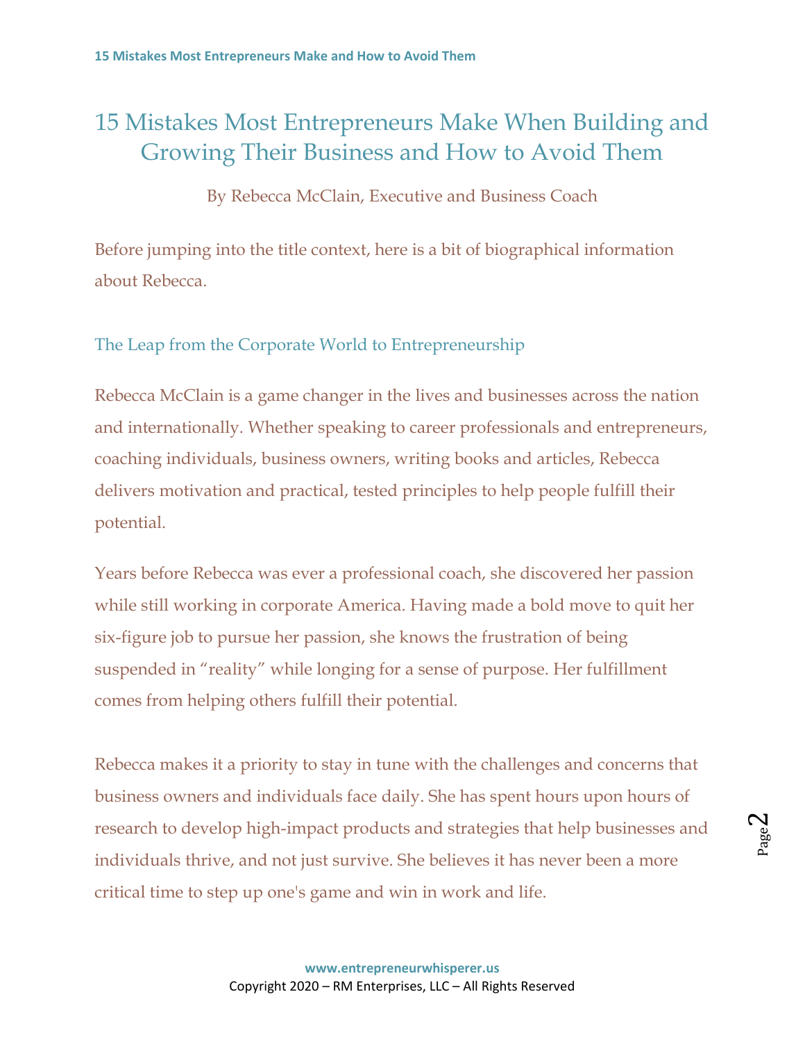# 15 Mistakes Most Entrepreneurs Make When Building and Growing Their Business and How to Avoid Them

By Rebecca McClain, Executive and Business Coach

Before jumping into the title context, here is a bit of biographical information about Rebecca.

## The Leap from the Corporate World to Entrepreneurship

Rebecca McClain is a game changer in the lives and businesses across the nation and internationally. Whether speaking to career professionals and entrepreneurs, coaching individuals, business owners, writing books and articles, Rebecca delivers motivation and practical, tested principles to help people fulfill their potential.

Years before Rebecca was ever a professional coach, she discovered her passion while still working in corporate America. Having made a bold move to quit her six-figure job to pursue her passion, she knows the frustration of being suspended in "reality" while longing for a sense of purpose. Her fulfillment comes from helping others fulfill their potential.

Rebecca makes it a priority to stay in tune with the challenges and concerns that business owners and individuals face daily. She has spent hours upon hours of research to develop high-impact products and strategies that help businesses and individuals thrive, and not just survive. She believes it has never been a more critical time to step up one's game and win in work and life.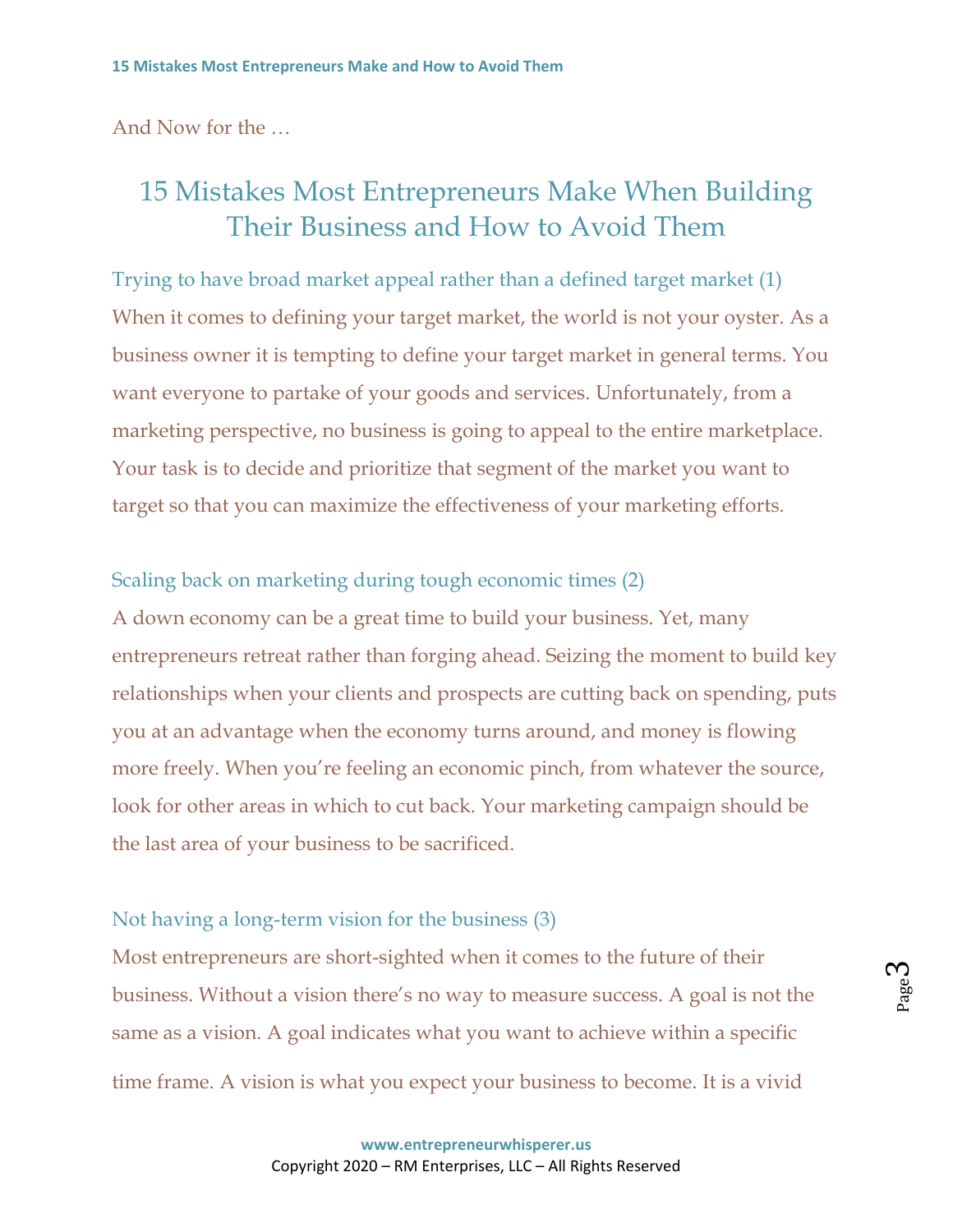And Now for the …

# 15 Mistakes Most Entrepreneurs Make When Building Their Business and How to Avoid Them

### Trying to have broad market appeal rather than a defined target market (1)

When it comes to defining your target market, the world is not your oyster. As a business owner it is tempting to define your target market in general terms. You want everyone to partake of your goods and services. Unfortunately, from a marketing perspective, no business is going to appeal to the entire marketplace. Your task is to decide and prioritize that segment of the market you want to target so that you can maximize the effectiveness of your marketing efforts.

### Scaling back on marketing during tough economic times (2)

A down economy can be a great time to build your business. Yet, many entrepreneurs retreat rather than forging ahead. Seizing the moment to build key relationships when your clients and prospects are cutting back on spending, puts you at an advantage when the economy turns around, and money is flowing more freely. When you're feeling an economic pinch, from whatever the source, look for other areas in which to cut back. Your marketing campaign should be the last area of your business to be sacrificed.

### Not having a long-term vision for the business (3)

Most entrepreneurs are short-sighted when it comes to the future of their business. Without a vision there's no way to measure success. A goal is not the same as a vision. A goal indicates what you want to achieve within a specific time frame. A vision is what you expect your business to become. It is a vivid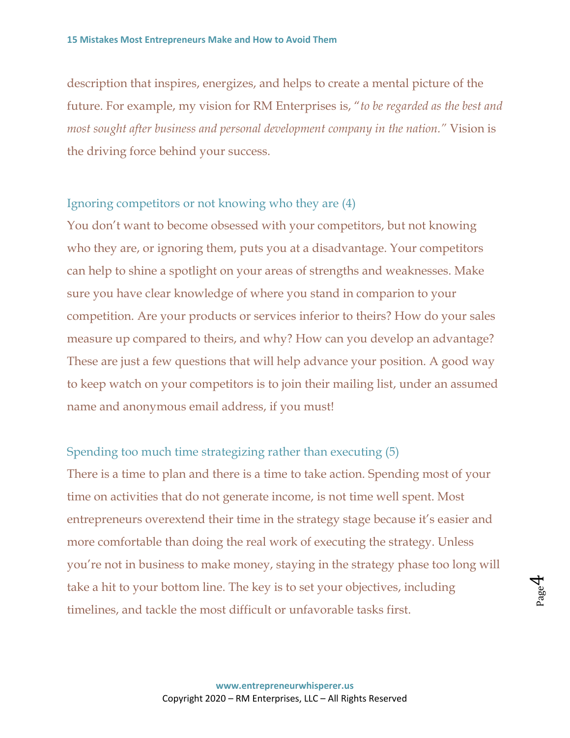description that inspires, energizes, and helps to create a mental picture of the future. For example, my vision for RM Enterprises is, "*to be regarded as the best and most sought after business and personal development company in the nation.*" Vision is the driving force behind your success.

### Ignoring competitors or not knowing who they are (4)

You don't want to become obsessed with your competitors, but not knowing who they are, or ignoring them, puts you at a disadvantage. Your competitors can help to shine a spotlight on your areas of strengths and weaknesses. Make sure you have clear knowledge of where you stand in comparion to your competition. Are your products or services inferior to theirs? How do your sales measure up compared to theirs, and why? How can you develop an advantage? These are just a few questions that will help advance your position. A good way to keep watch on your competitors is to join their mailing list, under an assumed name and anonymous email address, if you must!

### Spending too much time strategizing rather than executing (5)

There is a time to plan and there is a time to take action. Spending most of your time on activities that do not generate income, is not time well spent. Most entrepreneurs overextend their time in the strategy stage because it's easier and more comfortable than doing the real work of executing the strategy. Unless you're not in business to make money, staying in the strategy phase too long will take a hit to your bottom line. The key is to set your objectives, including timelines, and tackle the most difficult or unfavorable tasks first.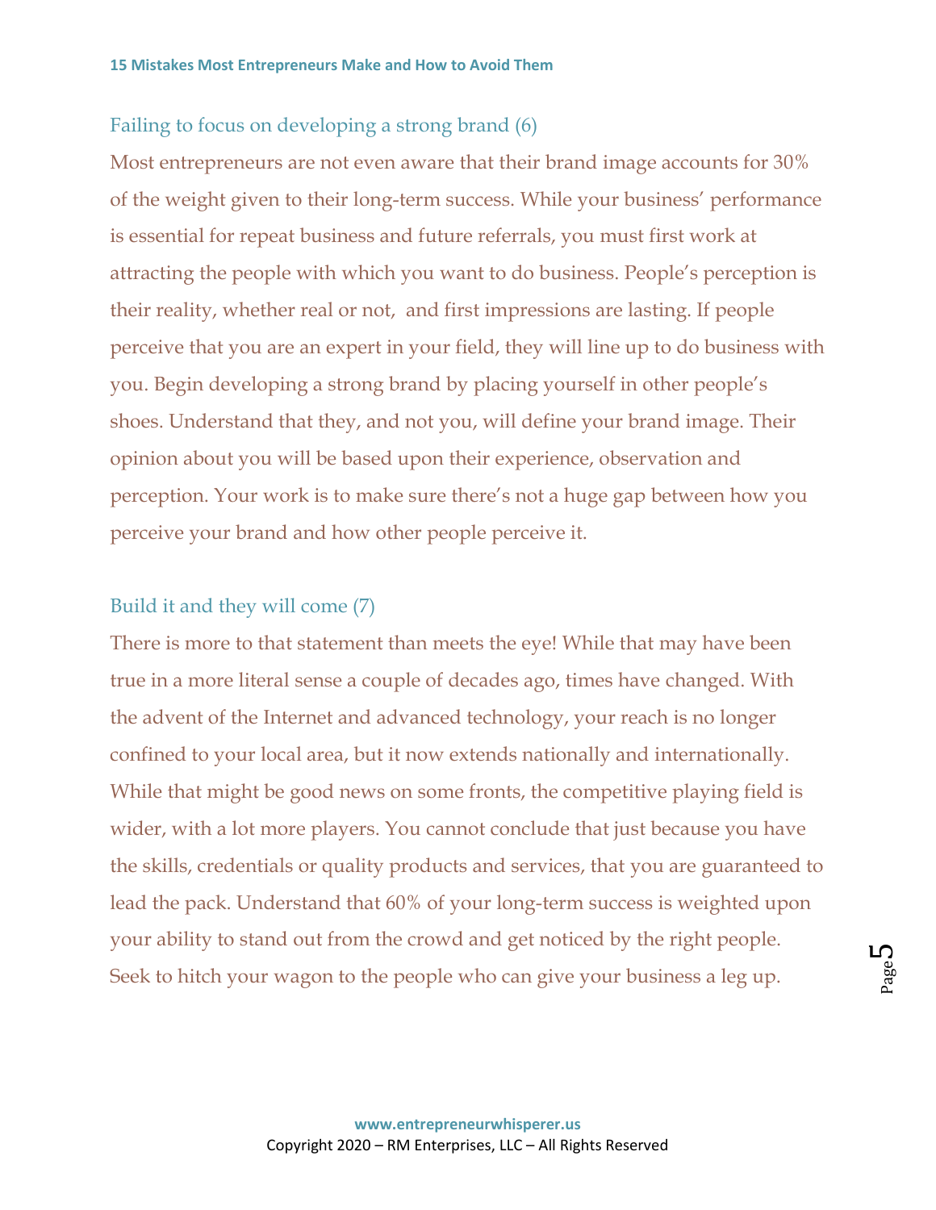## Failing to focus on developing a strong brand (6)

Most entrepreneurs are not even aware that their brand image accounts for 30% of the weight given to their long-term success. While your business' performance is essential for repeat business and future referrals, you must first work at attracting the people with which you want to do business. People's perception is their reality, whether real or not, and first impressions are lasting. If people perceive that you are an expert in your field, they will line up to do business with you. Begin developing a strong brand by placing yourself in other people's shoes. Understand that they, and not you, will define your brand image. Their opinion about you will be based upon their experience, observation and perception. Your work is to make sure there's not a huge gap between how you perceive your brand and how other people perceive it.

## Build it and they will come (7)

There is more to that statement than meets the eye! While that may have been true in a more literal sense a couple of decades ago, times have changed. With the advent of the Internet and advanced technology, your reach is no longer confined to your local area, but it now extends nationally and internationally. While that might be good news on some fronts, the competitive playing field is wider, with a lot more players. You cannot conclude that just because you have the skills, credentials or quality products and services, that you are guaranteed to lead the pack. Understand that 60% of your long-term success is weighted upon your ability to stand out from the crowd and get noticed by the right people. Seek to hitch your wagon to the people who can give your business a leg up.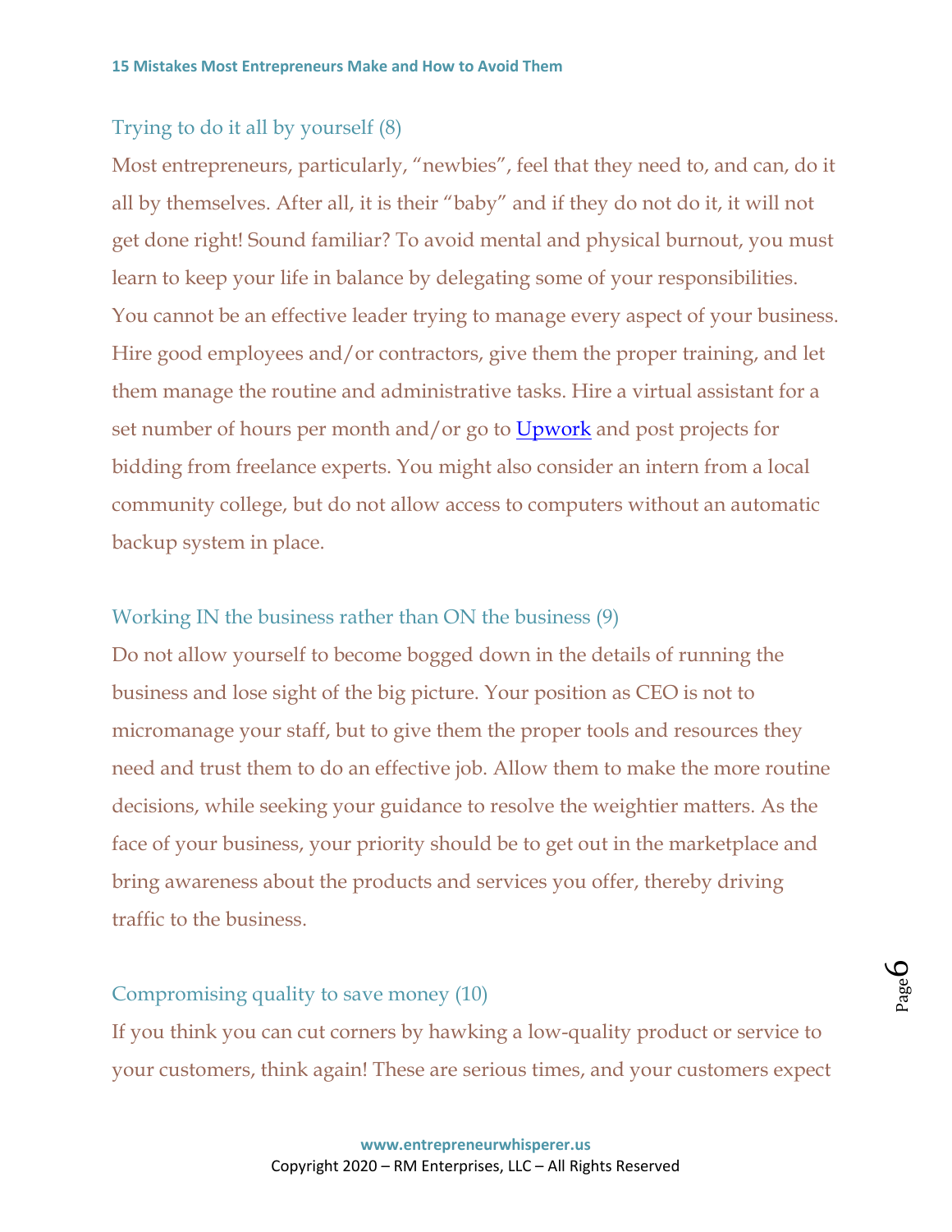## Trying to do it all by yourself (8)

Most entrepreneurs, particularly, “newbies”, feel that they need to, and can, do it all by themselves. After all, it is their “baby” and if they do not do it, it will not get done right! Sound familiar? To avoid mental and physical burnout, you must learn to keep your life in balance by delegating some of your responsibilities. You cannot be an effective leader trying to manage every aspect of your business. Hire good employees and/or contractors, give them the proper training, and let them manage the routine and administrative tasks. Hire a virtual assistant for a set number of hours per month and/or go to Upwork and post projects for bidding from freelance experts. You might also consider an intern from a local community college, but do not allow access to computers without an automatic backup system in place.

## Working IN the business rather than ON the business (9)

Do not allow yourself to become bogged down in the details of running the business and lose sight of the big picture. Your position as CEO is not to micromanage your staff, but to give them the proper tools and resources they need and trust them to do an effective job. Allow them to make the more routine decisions, while seeking your guidance to resolve the weightier matters. As the face of your business, your priority should be to get out in the marketplace and bring awareness about the products and services you offer, thereby driving traffic to the business.

## Compromising quality to save money (10)

If you think you can cut corners by hawking a low-quality product or service to your customers, think again! These are serious times, and your customers expect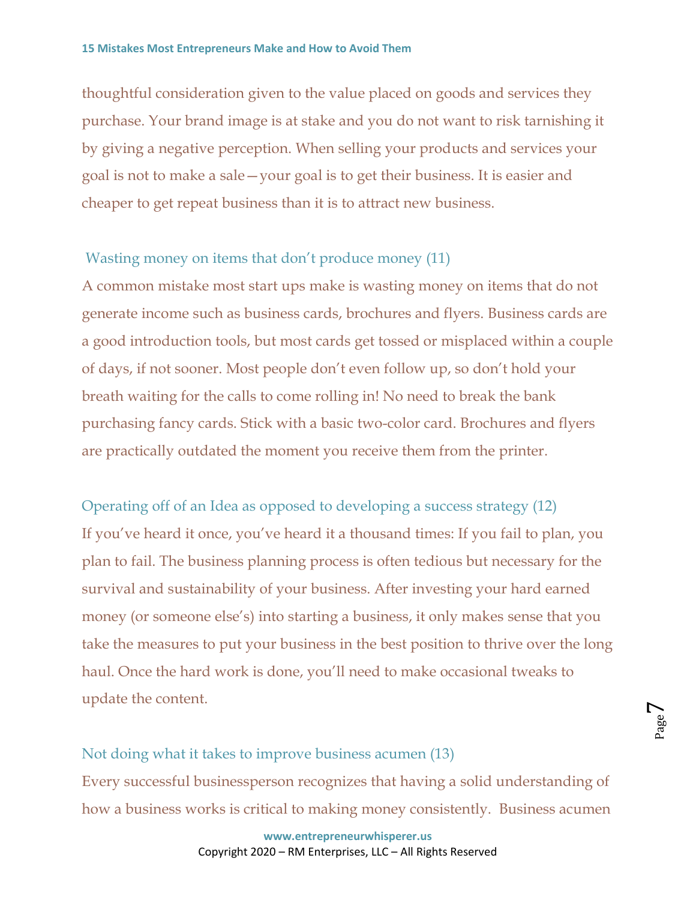thoughtful consideration given to the value placed on goods and services they purchase. Your brand image is at stake and you do not want to risk tarnishing it by giving a negative perception. When selling your products and services your goal is not to make a sale—your goal is to get their business. It is easier and cheaper to get repeat business than it is to attract new business.

## Wasting money on items that don't produce money (11)

A common mistake most start ups make is wasting money on items that do not generate income such as business cards, brochures and flyers. Business cards are a good introduction tools, but most cards get tossed or misplaced within a couple of days, if not sooner. Most people don't even follow up, so don't hold your breath waiting for the calls to come rolling in! No need to break the bank purchasing fancy cards. Stick with a basic two-color card. Brochures and flyers are practically outdated the moment you receive them from the printer.

## Operating off of an Idea as opposed to developing a success strategy (12)

If you've heard it once, you've heard it a thousand times: If you fail to plan, you plan to fail. The business planning process is often tedious but necessary for the survival and sustainability of your business. After investing your hard earned money (or someone else's) into starting a business, it only makes sense that you take the measures to put your business in the best position to thrive over the long haul. Once the hard work is done, you'll need to make occasional tweaks to update the content.

## Not doing what it takes to improve business acumen (13)

Every successful businessperson recognizes that having a solid understanding of how a business works is critical to making money consistently. Business acumen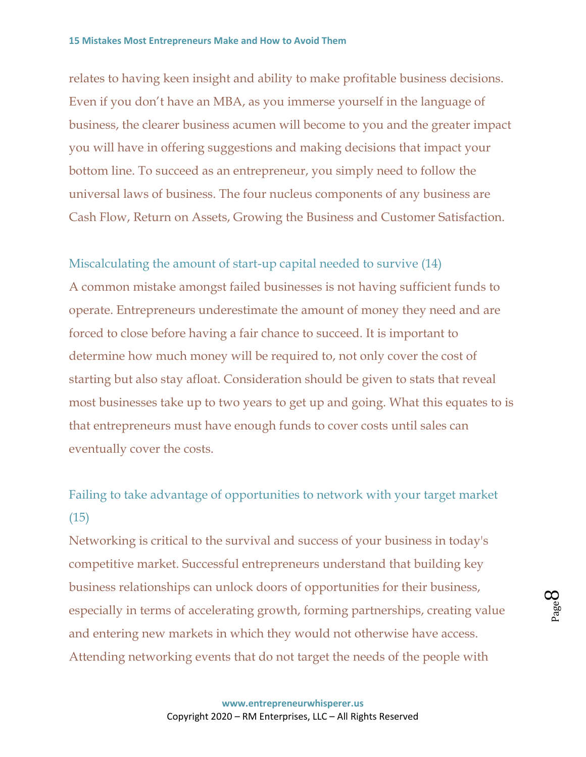relates to having keen insight and ability to make profitable business decisions. Even if you don't have an MBA, as you immerse yourself in the language of business, the clearer business acumen will become to you and the greater impact you will have in offering suggestions and making decisions that impact your bottom line. To succeed as an entrepreneur, you simply need to follow the universal laws of business. The four nucleus components of any business are Cash Flow, Return on Assets, Growing the Business and Customer Satisfaction.

### Miscalculating the amount of start-up capital needed to survive (14)

A common mistake amongst failed businesses is not having sufficient funds to operate. Entrepreneurs underestimate the amount of money they need and are forced to close before having a fair chance to succeed. It is important to determine how much money will be required to, not only cover the cost of starting but also stay afloat. Consideration should be given to stats that reveal most businesses take up to two years to get up and going. What this equates to is that entrepreneurs must have enough funds to cover costs until sales can eventually cover the costs.

### Failing to take advantage of opportunities to network with your target market (15)

Networking is critical to the survival and success of your business in today's competitive market. Successful entrepreneurs understand that building key business relationships can unlock doors of opportunities for their business, especially in terms of accelerating growth, forming partnerships, creating value and entering new markets in which they would not otherwise have access. Attending networking events that do not target the needs of the people with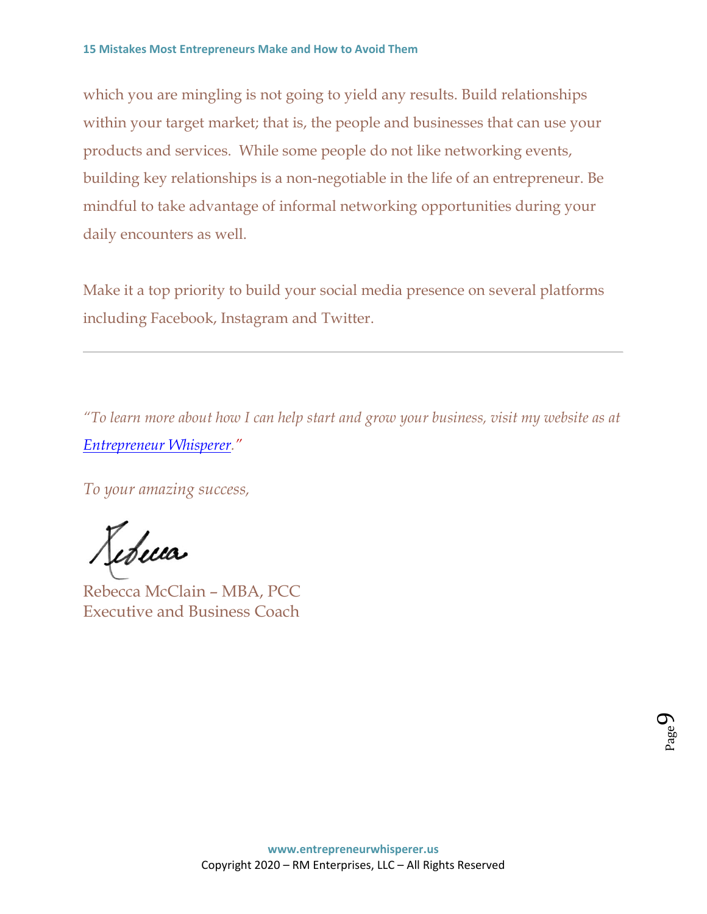which you are mingling is not going to yield any results. Build relationships within your target market; that is, the people and businesses that can use your products and services. While some people do not like networking events, building key relationships is a non-negotiable in the life of an entrepreneur. Be mindful to take advantage of informal networking opportunities during your daily encounters as well.

Make it a top priority to build your social media presence on several platforms including Facebook, Instagram and Twitter.

---

*"To learn more about how I can help start and grow your business, visit my website as at [Entrepreneur Whisperer](www.entrepreneurwhisperer.us)."*

*To your amazing success,*

Rebecca McClain – MBA, PCC
Executive and Business Coach

www.entrepreneurwhisperer.us
Copyright 2020 – RM Enterprises, LLC – All Rights Reserved